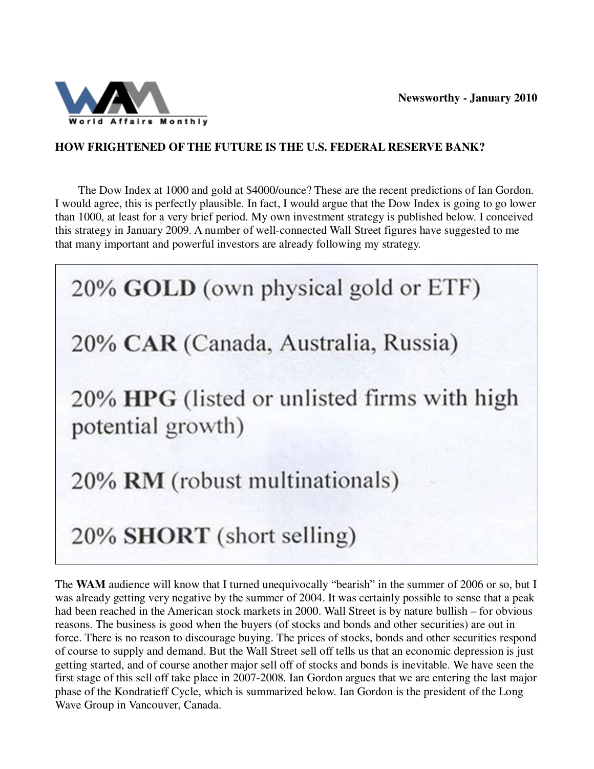World Affairs Monthly

**Newsworthy - January 2010**

## HOW FRIGHTENED OF THE FUTURE IS THE U.S. FEDERAL RESERVE BANK?

The Dow Index at 1000 and gold at $4000/ounce? These are the recent predictions of Ian Gordon. I would agree, this is perfectly plausible. In fact, I would argue that the Dow Index is going to go lower than 1000, at least for a very brief period. My own investment strategy is published below. I conceived this strategy in January 2009. A number of well-connected Wall Street figures have suggested to me that many important and powerful investors are already following my strategy.

- 20% **GOLD** (own physical gold or ETF)
- 20% **CAR** (Canada, Australia, Russia)
- 20% **HPG** (listed or unlisted firms with high potential growth)
- 20% **RM** (robust multinationals)
- 20% **SHORT** (short selling)

The **WAM** audience will know that I turned unequivocally "bearish" in the summer of 2006 or so, but I was already getting very negative by the summer of 2004. It was certainly possible to sense that a peak had been reached in the American stock markets in 2000. Wall Street is by nature bullish – for obvious reasons. The business is good when the buyers (of stocks and bonds and other securities) are out in force. There is no reason to discourage buying. The prices of stocks, bonds and other securities respond of course to supply and demand. But the Wall Street sell off tells us that an economic depression is just getting started, and of course another major sell off of stocks and bonds is inevitable. We have seen the first stage of this sell off take place in 2007-2008. Ian Gordon argues that we are entering the last major phase of the Kondratieff Cycle, which is summarized below. Ian Gordon is the president of the Long Wave Group in Vancouver, Canada.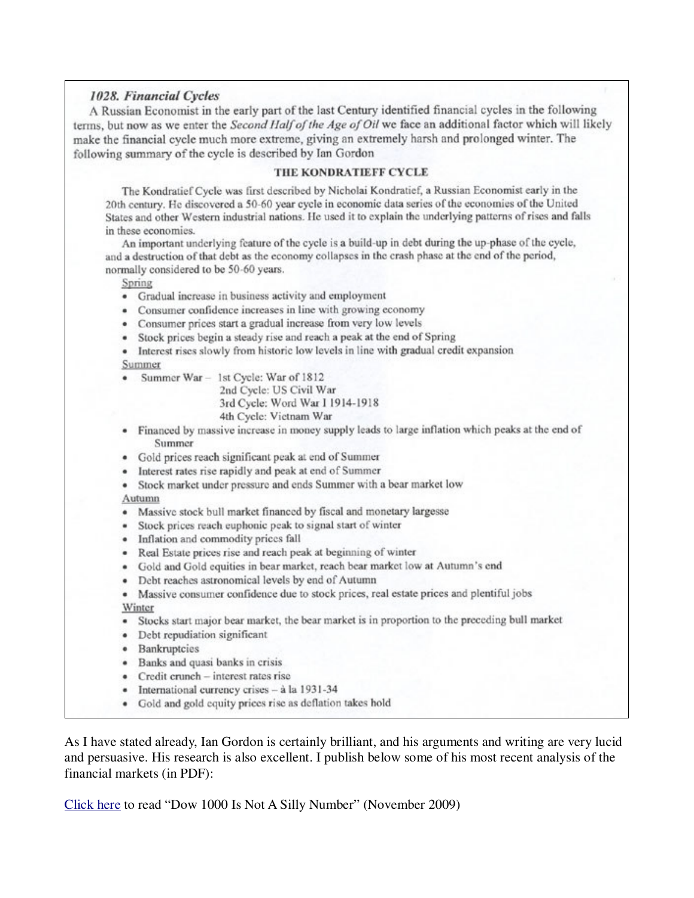### *1028. Financial Cycles*

A Russian Economist in the early part of the last Century identified financial cycles in the following terms, but now as we enter the *Second Half of the Age of Oil* we face an additional factor which will likely make the financial cycle much more extreme, giving an extremely harsh and prolonged winter. The following summary of the cycle is described by Ian Gordon

#### THE KONDRATIEFF CYCLE

The Kondratief Cycle was first described by Nicholai Kondratief, a Russian Economist early in the 20th century. He discovered a 50-60 year cycle in economic data series of the economies of the United States and other Western industrial nations. He used it to explain the underlying patterns of rises and falls in these economies.

An important underlying feature of the cycle is a build-up in debt during the up-phase of the cycle, and a destruction of that debt as the economy collapses in the crash phase at the end of the period, normally considered to be 50-60 years.

Spring

- Gradual increase in business activity and employment
- Consumer confidence increases in line with growing economy
- Consumer prices start a gradual increase from very low levels
- Stock prices begin a steady rise and reach a peak at the end of Spring
- Interest rises slowly from historic low levels in line with gradual credit expansion

Summer

- Summer War – 1st Cycle: War of 1812
  2nd Cycle: US Civil War
  3rd Cycle: Word War I 1914-1918
  4th Cycle: Vietnam War
- Financed by massive increase in money supply leads to large inflation which peaks at the end of Summer
- Gold prices reach significant peak at end of Summer
- Interest rates rise rapidly and peak at end of Summer
- Stock market under pressure and ends Summer with a bear market low

Autumn

- Massive stock bull market financed by fiscal and monetary largesse
- Stock prices reach euphonic peak to signal start of winter
- Inflation and commodity prices fall
- Real Estate prices rise and reach peak at beginning of winter
- Gold and Gold equities in bear market, reach bear market low at Autumn's end
- Debt reaches astronomical levels by end of Autumn
- Massive consumer confidence due to stock prices, real estate prices and plentiful jobs

Winter

- Stocks start major bear market, the bear market is in proportion to the preceding bull market
- Debt repudiation significant
- Bankruptcies
- Banks and quasi banks in crisis
- Credit crunch – interest rates rise
- International currency crises – à la 1931-34
- Gold and gold equity prices rise as deflation takes hold

As I have stated already, Ian Gordon is certainly brilliant, and his arguments and writing are very lucid and persuasive. His research is also excellent. I publish below some of his most recent analysis of the financial markets (in PDF):

Click here to read "Dow 1000 Is Not A Silly Number" (November 2009)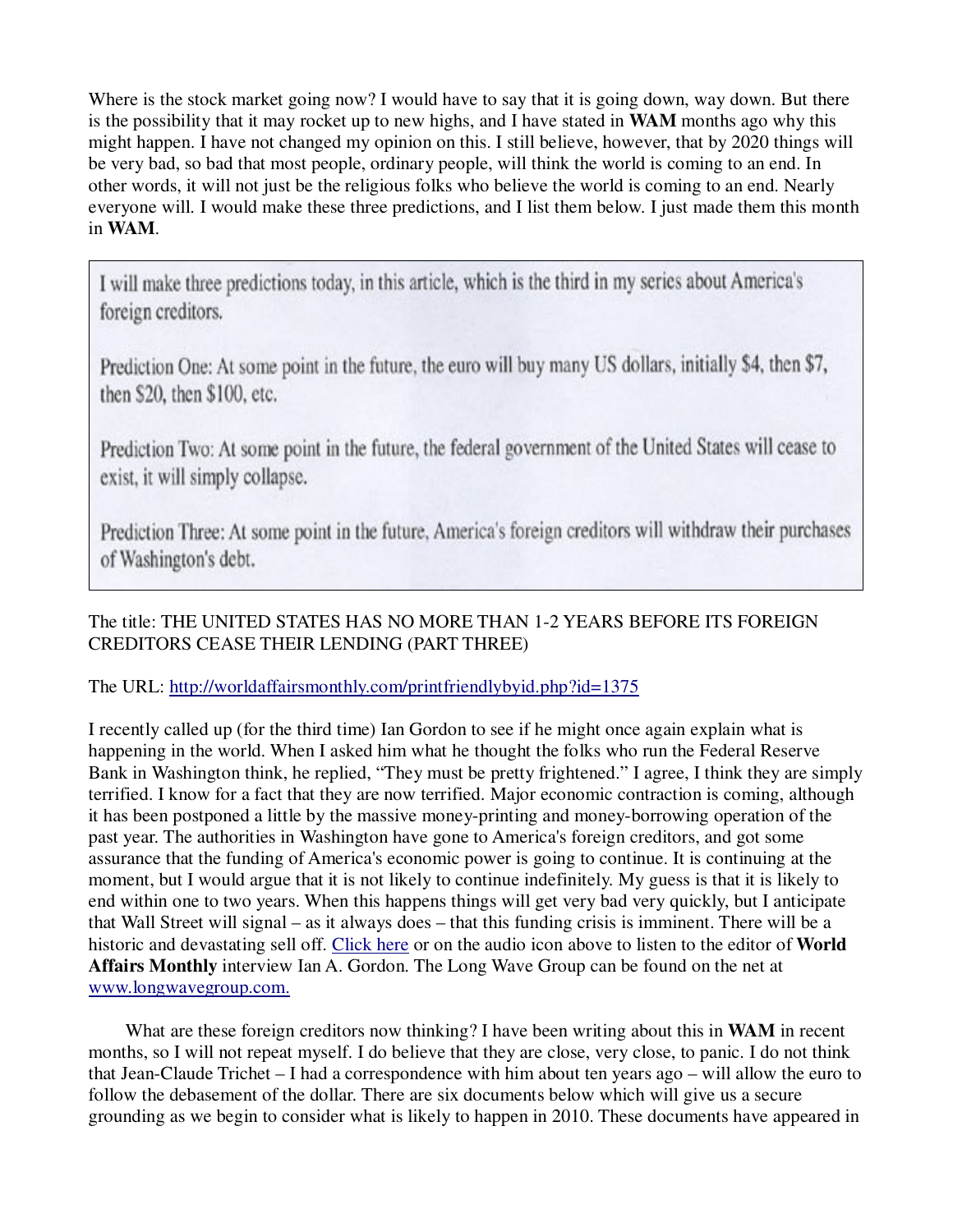Where is the stock market going now? I would have to say that it is going down, way down. But there is the possibility that it may rocket up to new highs, and I have stated in **WAM** months ago why this might happen. I have not changed my opinion on this. I still believe, however, that by 2020 things will be very bad, so bad that most people, ordinary people, will think the world is coming to an end. In other words, it will not just be the religious folks who believe the world is coming to an end. Nearly everyone will. I would make these three predictions, and I list them below. I just made them this month in **WAM**.

> I will make three predictions today, in this article, which is the third in my series about America's foreign creditors.
>
> Prediction One: At some point in the future, the euro will buy many US dollars, initially $4, then $7, then $20, then $100, etc.
>
> Prediction Two: At some point in the future, the federal government of the United States will cease to exist, it will simply collapse.
>
> Prediction Three: At some point in the future, America's foreign creditors will withdraw their purchases of Washington's debt.

The title: THE UNITED STATES HAS NO MORE THAN 1-2 YEARS BEFORE ITS FOREIGN CREDITORS CEASE THEIR LENDING (PART THREE)

The URL: [http://worldaffairsmonthly.com/printfriendlybyid.php?id=1375](http://worldaffairsmonthly.com/printfriendlybyid.php?id=1375)

I recently called up (for the third time) Ian Gordon to see if he might once again explain what is happening in the world. When I asked him what he thought the folks who run the Federal Reserve Bank in Washington think, he replied, "They must be pretty frightened." I agree, I think they are simply terrified. I know for a fact that they are now terrified. Major economic contraction is coming, although it has been postponed a little by the massive money-printing and money-borrowing operation of the past year. The authorities in Washington have gone to America's foreign creditors, and got some assurance that the funding of America's economic power is going to continue. It is continuing at the moment, but I would argue that it is not likely to continue indefinitely. My guess is that it is likely to end within one to two years. When this happens things will get very bad very quickly, but I anticipate that Wall Street will signal – as it always does – that this funding crisis is imminent. There will be a historic and devastating sell off. Click here or on the audio icon above to listen to the editor of **World Affairs Monthly** interview Ian A. Gordon. The Long Wave Group can be found on the net at [www.longwavegroup.com.](http://www.longwavegroup.com)

What are these foreign creditors now thinking? I have been writing about this in **WAM** in recent months, so I will not repeat myself. I do believe that they are close, very close, to panic. I do not think that Jean-Claude Trichet – I had a correspondence with him about ten years ago – will allow the euro to follow the debasement of the dollar. There are six documents below which will give us a secure grounding as we begin to consider what is likely to happen in 2010. These documents have appeared in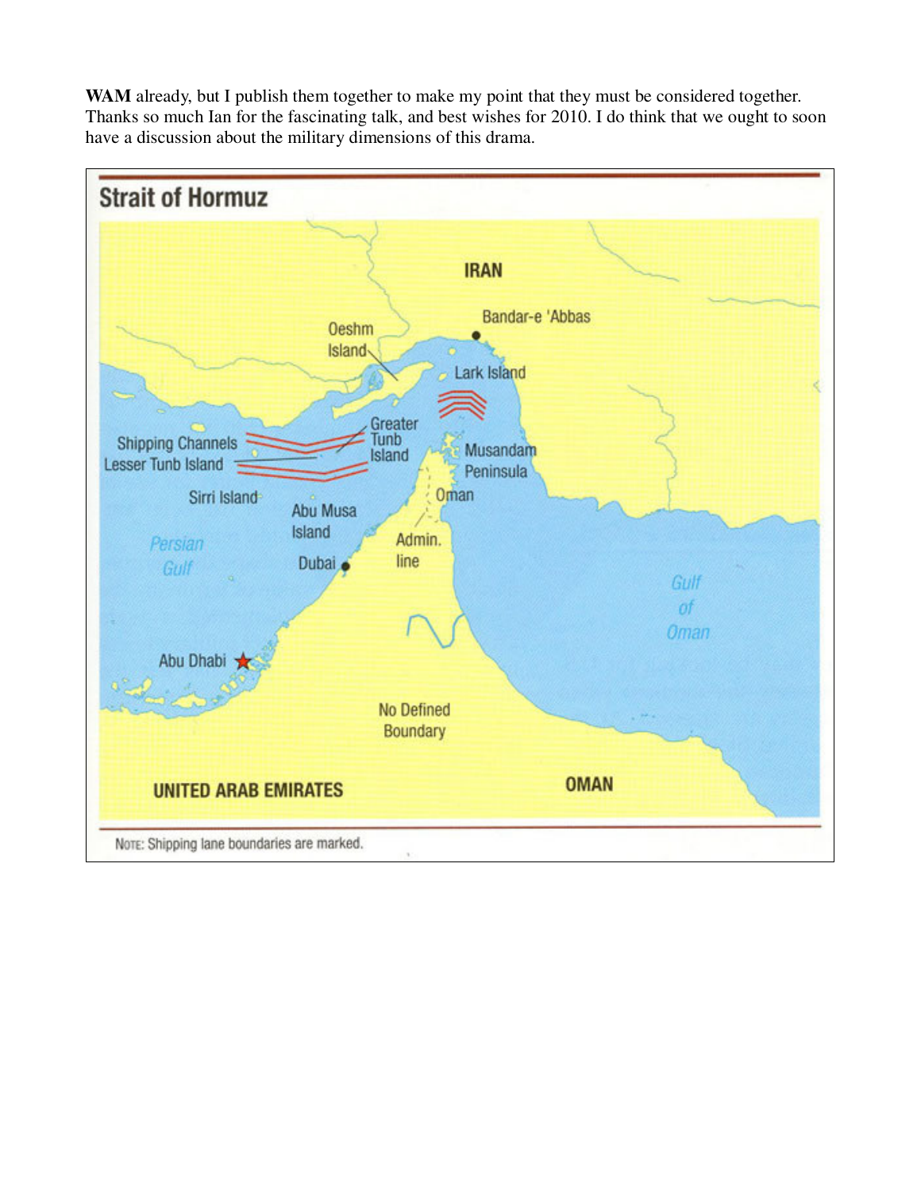**WAM** already, but I publish them together to make my point that they must be considered together. Thanks so much Ian for the fascinating talk, and best wishes for 2010. I do think that we ought to soon have a discussion about the military dimensions of this drama.

**Strait of Hormuz**

IRAN

Bandar-e 'Abbas

Oeshm Island

Lark Island

Shipping Channels

Greater Tunb Island

Lesser Tunb Island

Musandam Peninsula

Sirri Island

Abu Musa Island

Oman

Persian Gulf

Dubai

Admin. line

Gulf of Oman

Abu Dhabi

No Defined Boundary

UNITED ARAB EMIRATES

OMAN

NOTE: Shipping lane boundaries are marked.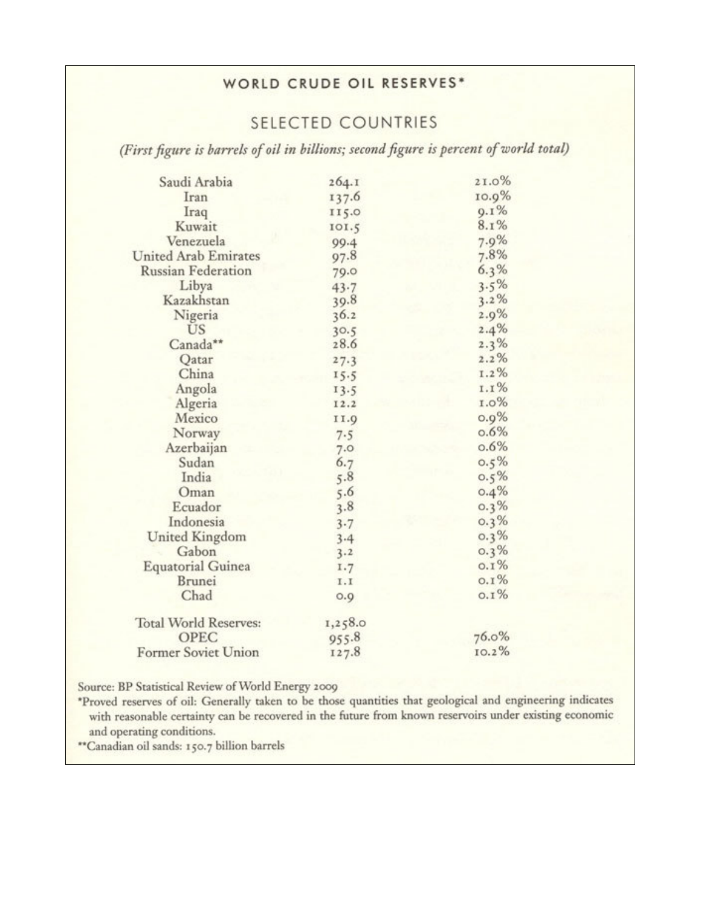## WORLD CRUDE OIL RESERVES*

### SELECTED COUNTRIES

*(First figure is barrels of oil in billions; second figure is percent of world total)*

| Country | Barrels (billions) | Percent of world total |
|---|---|---|
| Saudi Arabia | 264.1 | 21.0% |
| Iran | 137.6 | 10.9% |
| Iraq | 115.0 | 9.1% |
| Kuwait | 101.5 | 8.1% |
| Venezuela | 99.4 | 7.9% |
| United Arab Emirates | 97.8 | 7.8% |
| Russian Federation | 79.0 | 6.3% |
| Libya | 43.7 | 3.5% |
| Kazakhstan | 39.8 | 3.2% |
| Nigeria | 36.2 | 2.9% |
| US | 30.5 | 2.4% |
| Canada** | 28.6 | 2.3% |
| Qatar | 27.3 | 2.2% |
| China | 15.5 | 1.2% |
| Angola | 13.5 | 1.1% |
| Algeria | 12.2 | 1.0% |
| Mexico | 11.9 | 0.9% |
| Norway | 7.5 | 0.6% |
| Azerbaijan | 7.0 | 0.6% |
| Sudan | 6.7 | 0.5% |
| India | 5.8 | 0.5% |
| Oman | 5.6 | 0.4% |
| Ecuador | 3.8 | 0.3% |
| Indonesia | 3.7 | 0.3% |
| United Kingdom | 3.4 | 0.3% |
| Gabon | 3.2 | 0.3% |
| Equatorial Guinea | 1.7 | 0.1% |
| Brunei | 1.1 | 0.1% |
| Chad | 0.9 | 0.1% |
| | | |
| Total World Reserves: | 1,258.0 | |
| OPEC | 955.8 | 76.0% |
| Former Soviet Union | 127.8 | 10.2% |

Source: BP Statistical Review of World Energy 2009

*Proved reserves of oil: Generally taken to be those quantities that geological and engineering indicates with reasonable certainty can be recovered in the future from known reservoirs under existing economic and operating conditions.

**Canadian oil sands: 150.7 billion barrels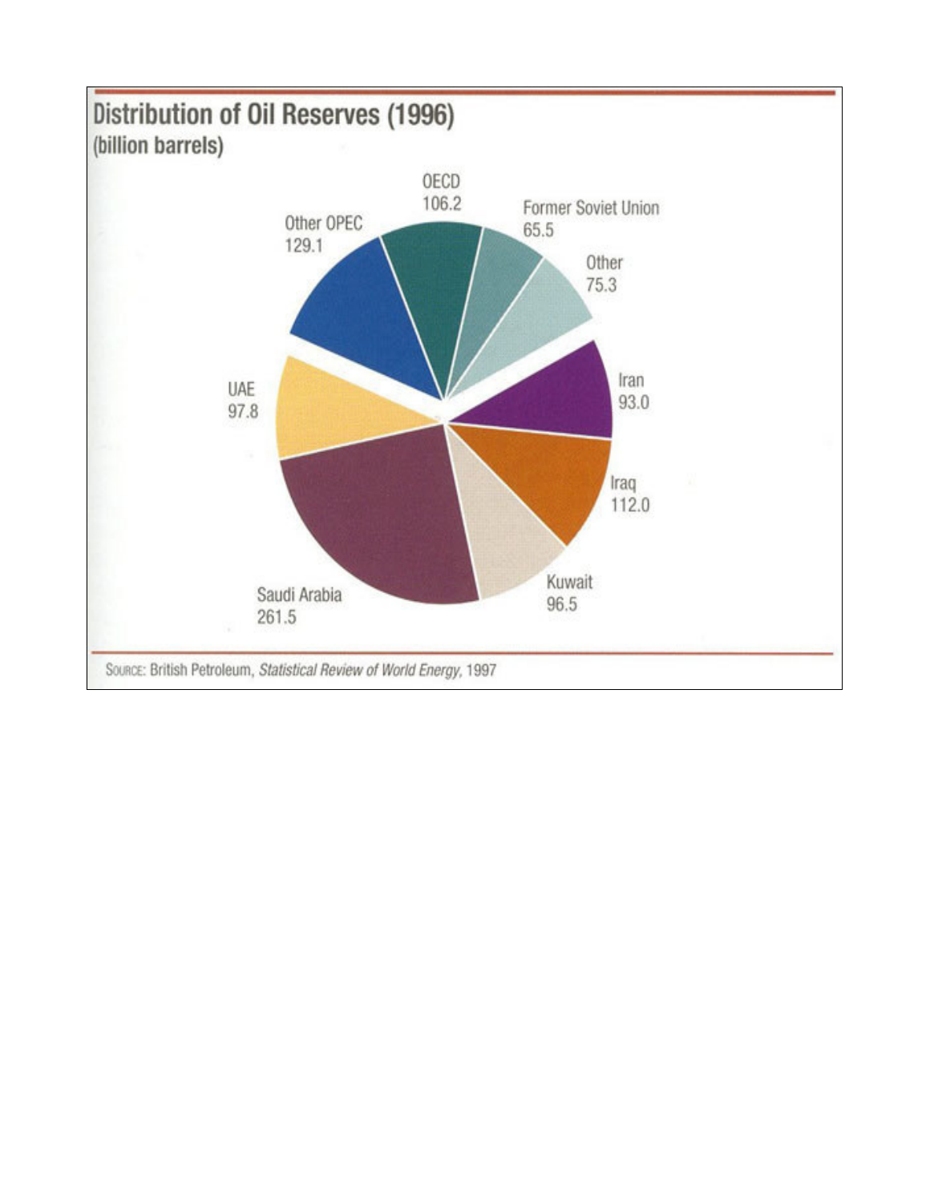## Distribution of Oil Reserves (1996)

(billion barrels)

| Region | Reserves |
| --- | --- |
| OECD | 106.2 |
| Former Soviet Union | 65.5 |
| Other | 75.3 |
| Iran | 93.0 |
| Iraq | 112.0 |
| Kuwait | 96.5 |
| Saudi Arabia | 261.5 |
| UAE | 97.8 |
| Other OPEC | 129.1 |

SOURCE: British Petroleum, *Statistical Review of World Energy*, 1997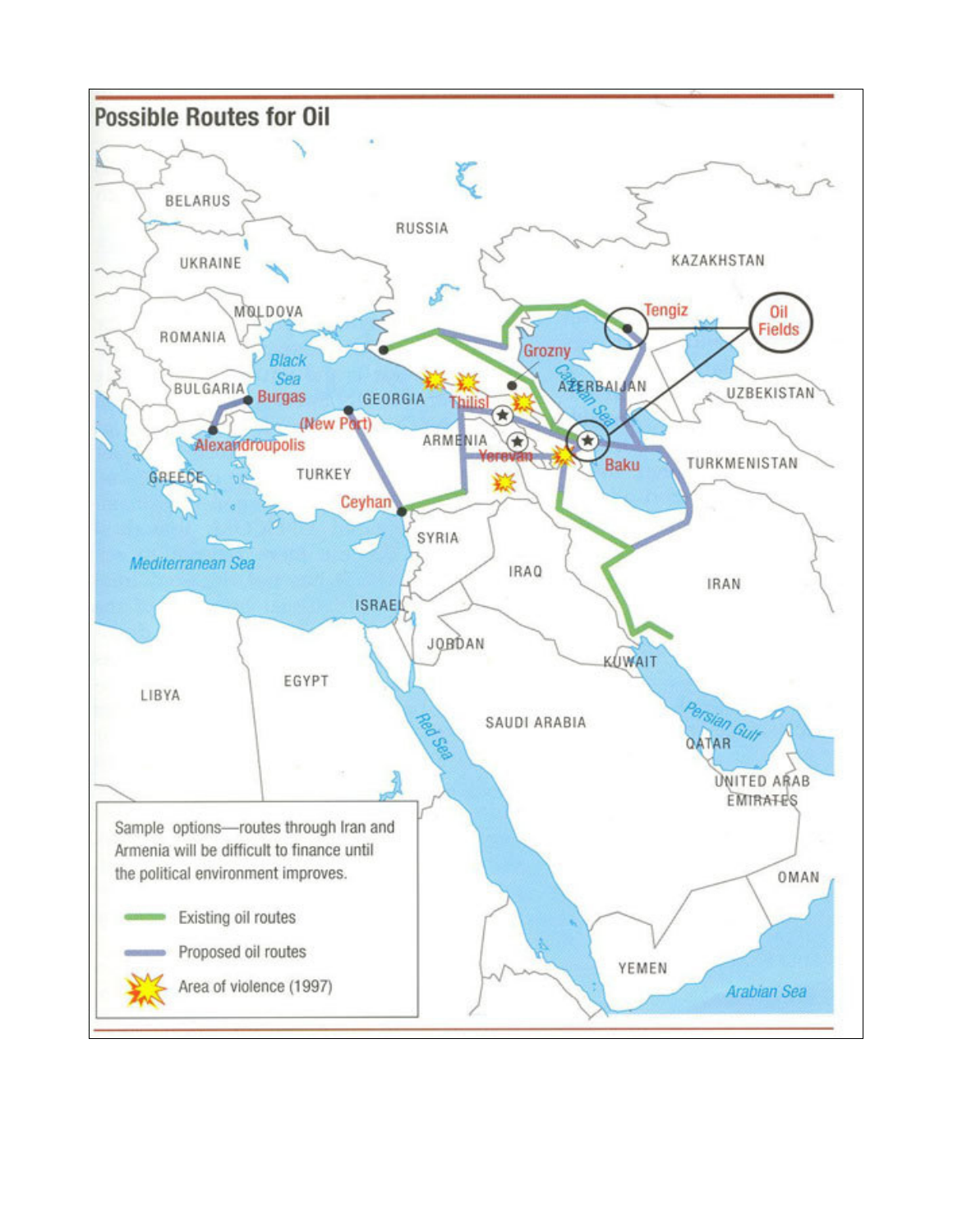## Possible Routes for Oil

BELARUS

RUSSIA

UKRAINE

KAZAKHSTAN

MOLDOVA

ROMANIA

Black Sea

Tengiz

Oil Fields

Grozny

BULGARIA

Burgas

GEORGIA

Tbilisi

AZERBAIJAN

Caspian Sea

UZBEKISTAN

(New Port)

Alexandroupolis

ARMENIA

Yerevan

Baku

TURKMENISTAN

GREECE

TURKEY

Ceyhan

SYRIA

Mediterranean Sea

IRAQ

IRAN

ISRAEL

JORDAN

KUWAIT

LIBYA

EGYPT

SAUDI ARABIA

Persian Gulf

QATAR

Red Sea

UNITED ARAB EMIRATES

OMAN

YEMEN

Arabian Sea

Sample options—routes through Iran and Armenia will be difficult to finance until the political environment improves.

- Existing oil routes
- Proposed oil routes
- Area of violence (1997)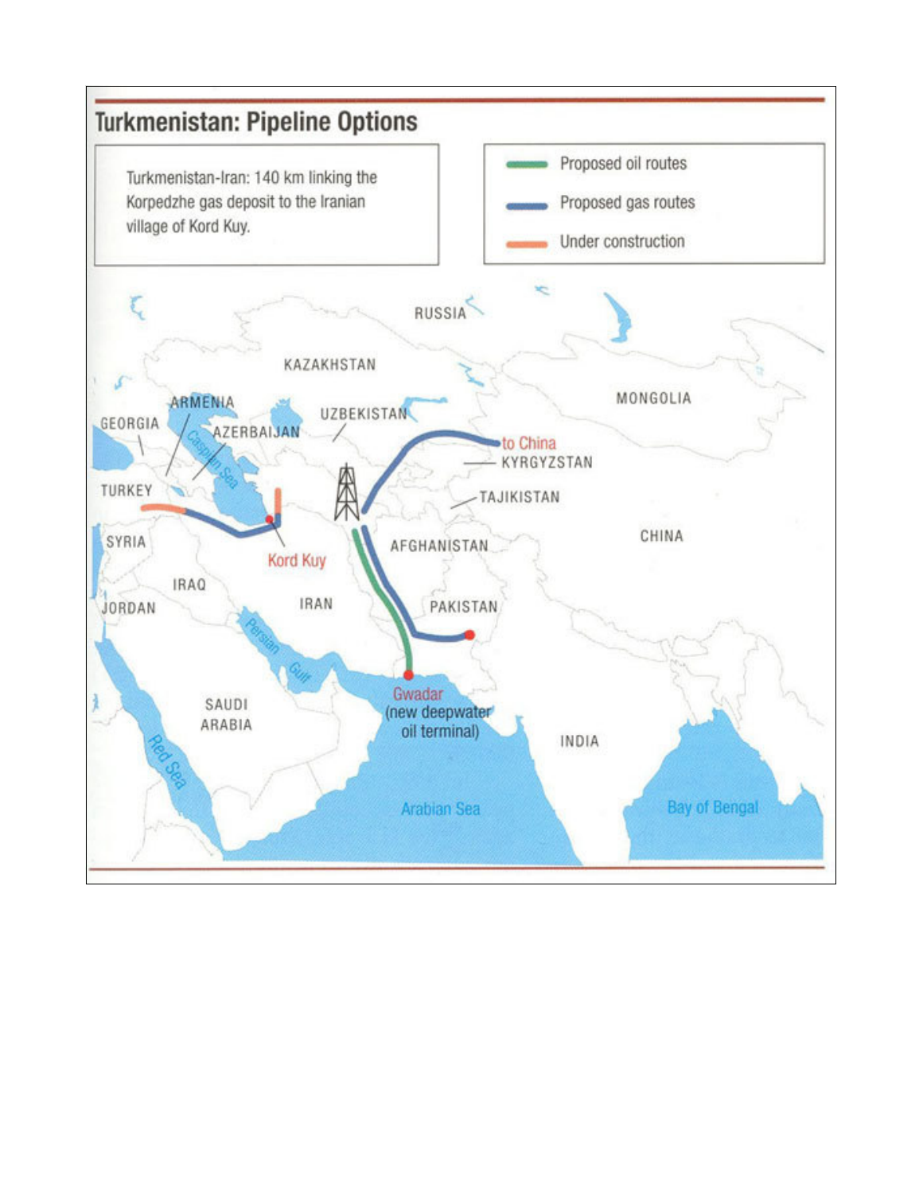## Turkmenistan: Pipeline Options

Turkmenistan-Iran: 140 km linking the Korpedzhe gas deposit to the Iranian village of Kord Kuy.

- Proposed oil routes
- Proposed gas routes
- Under construction

RUSSIA

KAZAKHSTAN

MONGOLIA

GEORGIA

ARMENIA

AZERBAIJAN

UZBEKISTAN

to China

KYRGYZSTAN

TAJIKISTAN

TURKEY

Caspian Sea

SYRIA

Kord Kuy

AFGHANISTAN

CHINA

IRAQ

JORDAN

IRAN

PAKISTAN

Persian Gulf

SAUDI ARABIA

Gwadar (new deepwater oil terminal)

INDIA

Red Sea

Arabian Sea

Bay of Bengal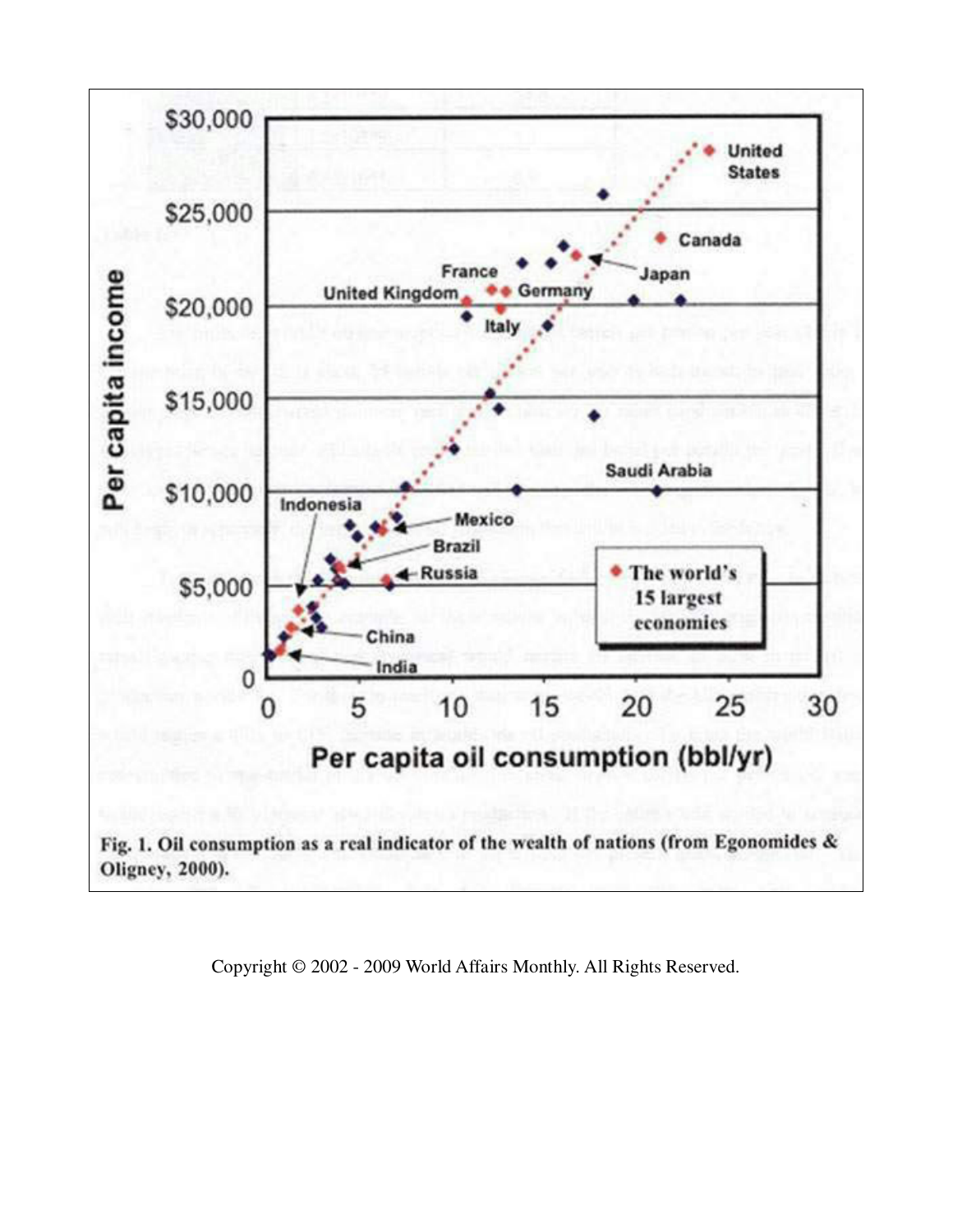$30,000

$25,000

$20,000

$15,000

$10,000

$5,000

0

Per capita income

0 5 10 15 20 25 30

Per capita oil consumption (bbl/yr)

United States

Canada

Japan

France

Germany

United Kingdom

Italy

Saudi Arabia

Indonesia

Mexico

Brazil

Russia

China

India

The world's 15 largest economies

Fig. 1. Oil consumption as a real indicator of the wealth of nations (from Egonomides & Oligney, 2000).

Copyright © 2002 - 2009 World Affairs Monthly. All Rights Reserved.